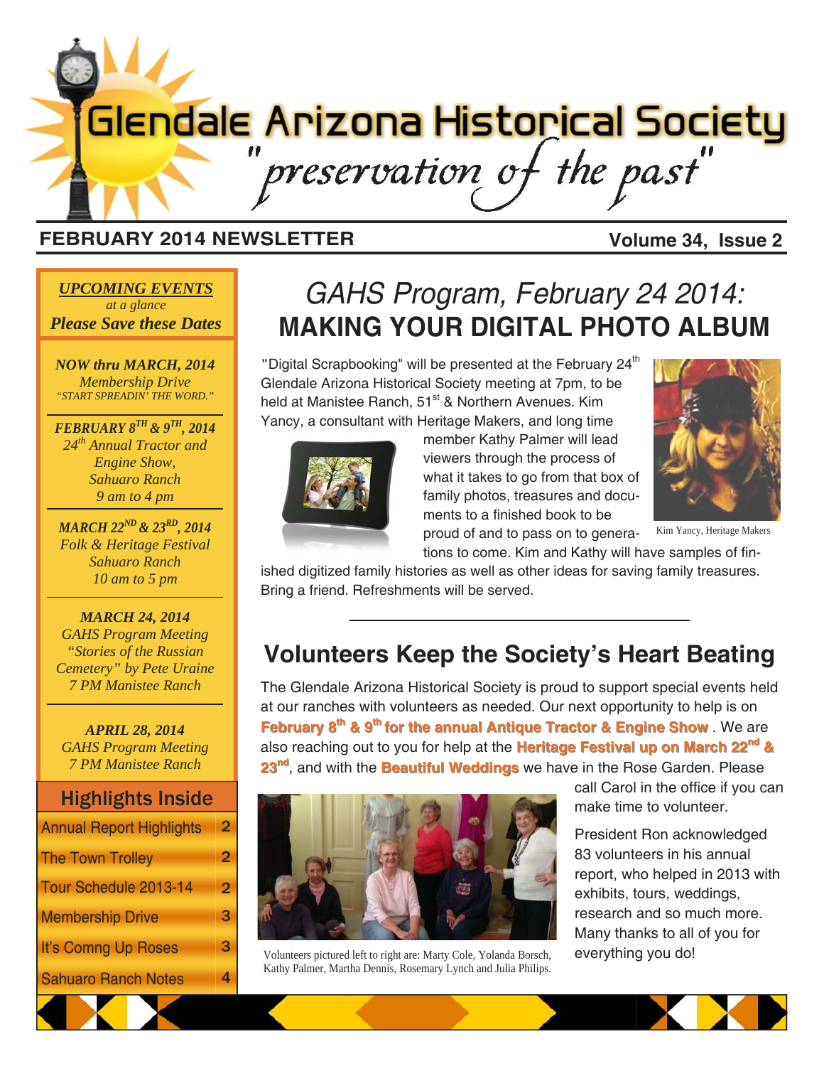# Glendale Arizona Historical Society

*"preservation of the past"*

**FEBRUARY 2014 NEWSLETTER** **Volume 34, Issue 2**

***UPCOMING EVENTS***
*at a glance*
***Please Save these Dates***

***NOW thru MARCH, 2014***
*Membership Drive*
*"START SPREADIN' THE WORD."*

***FEBRUARY 8TH & 9TH, 2014***
*24th Annual Tractor and Engine Show, Sahuaro Ranch*
*9 am to 4 pm*

***MARCH 22ND & 23RD, 2014***
*Folk & Heritage Festival*
*Sahuaro Ranch*
*10 am to 5 pm*

***MARCH 24, 2014***
*GAHS Program Meeting*
*"Stories of the Russian Cemetery" by Pete Uraine*
*7 PM Manistee Ranch*

***APRIL 28, 2014***
*GAHS Program Meeting*
*7 PM Manistee Ranch*

## Highlights Inside

| | |
|---|---|
| Annual Report Highlights | 2 |
| The Town Trolley | 2 |
| Tour Schedule 2013-14 | 2 |
| Membership Drive | 3 |
| It's Comng Up Roses | 3 |
| Sahuaro Ranch Notes | 4 |

## *GAHS Program, February 24 2014:* MAKING YOUR DIGITAL PHOTO ALBUM

"Digital Scrapbooking" will be presented at the February 24th Glendale Arizona Historical Society meeting at 7pm, to be held at Manistee Ranch, 51st & Northern Avenues. Kim Yancy, a consultant with Heritage Makers, and long time member Kathy Palmer will lead viewers through the process of what it takes to go from that box of family photos, treasures and documents to a finished book to be proud of and to pass on to generations to come. Kim and Kathy will have samples of finished digitized family histories as well as other ideas for saving family treasures. Bring a friend. Refreshments will be served.

Kim Yancy, Heritage Makers

## Volunteers Keep the Society's Heart Beating

The Glendale Arizona Historical Society is proud to support special events held at our ranches with volunteers as needed. Our next opportunity to help is on **February 8th & 9th for the annual Antique Tractor & Engine Show**. We are also reaching out to you for help at the **Heritage Festival up on March 22nd & 23rd**, and with the **Beautiful Weddings** we have in the Rose Garden. Please call Carol in the office if you can make time to volunteer.

President Ron acknowledged 83 volunteers in his annual report, who helped in 2013 with exhibits, tours, weddings, research and so much more. Many thanks to all of you for everything you do!

Volunteers pictured left to right are: Marty Cole, Yolanda Borsch, Kathy Palmer, Martha Dennis, Rosemary Lynch and Julia Philips.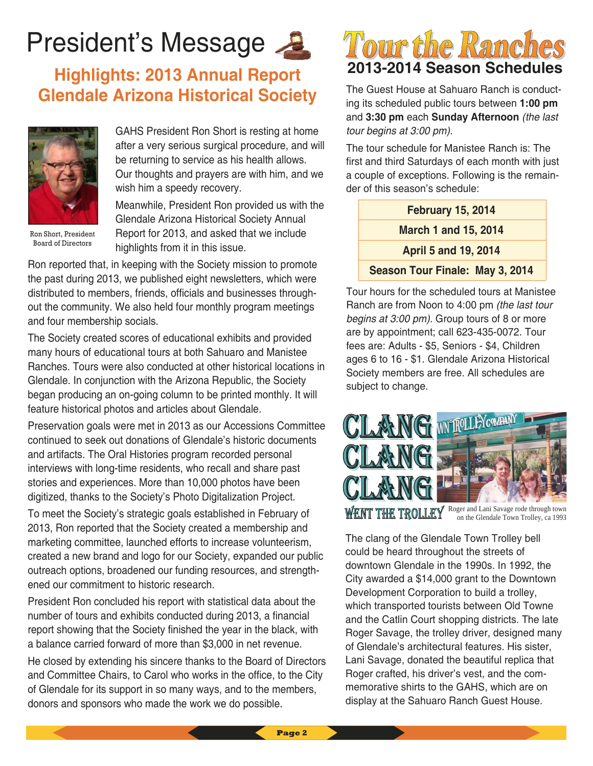# President's Message

## Highlights: 2013 Annual Report Glendale Arizona Historical Society

Ron Short, President Board of Directors

GAHS President Ron Short is resting at home after a very serious surgical procedure, and will be returning to service as his health allows. Our thoughts and prayers are with him, and we wish him a speedy recovery.

Meanwhile, President Ron provided us with the Glendale Arizona Historical Society Annual Report for 2013, and asked that we include highlights from it in this issue.

Ron reported that, in keeping with the Society mission to promote the past during 2013, we published eight newsletters, which were distributed to members, friends, officials and businesses throughout the community. We also held four monthly program meetings and four membership socials.

The Society created scores of educational exhibits and provided many hours of educational tours at both Sahuaro and Manistee Ranches. Tours were also conducted at other historical locations in Glendale. In conjunction with the Arizona Republic, the Society began producing an on-going column to be printed monthly. It will feature historical photos and articles about Glendale.

Preservation goals were met in 2013 as our Accessions Committee continued to seek out donations of Glendale's historic documents and artifacts. The Oral Histories program recorded personal interviews with long-time residents, who recall and share past stories and experiences. More than 10,000 photos have been digitized, thanks to the Society's Photo Digitalization Project.

To meet the Society's strategic goals established in February of 2013, Ron reported that the Society created a membership and marketing committee, launched efforts to increase volunteerism, created a new brand and logo for our Society, expanded our public outreach options, broadened our funding resources, and strengthened our commitment to historic research.

President Ron concluded his report with statistical data about the number of tours and exhibits conducted during 2013, a financial report showing that the Society finished the year in the black, with a balance carried forward of more than $3,000 in net revenue.

He closed by extending his sincere thanks to the Board of Directors and Committee Chairs, to Carol who works in the office, to the City of Glendale for its support in so many ways, and to the members, donors and sponsors who made the work we do possible.

# Tour the Ranches

## 2013-2014 Season Schedules

The Guest House at Sahuaro Ranch is conducting its scheduled public tours between **1:00 pm** and **3:30 pm** each **Sunday Afternoon** *(the last tour begins at 3:00 pm).*

The tour schedule for Manistee Ranch is: The first and third Saturdays of each month with just a couple of exceptions. Following is the remainder of this season's schedule:

| **February 15, 2014** |
|---|
| **March 1 and 15, 2014** |
| **April 5 and 19, 2014** |
| **Season Tour Finale: May 3, 2014** |

Tour hours for the scheduled tours at Manistee Ranch are from Noon to 4:00 pm *(the last tour begins at 3:00 pm).* Group tours of 8 or more are by appointment; call 623-435-0072. Tour fees are: Adults - $5, Seniors - $4, Children ages 6 to 16 - $1. Glendale Arizona Historical Society members are free. All schedules are subject to change.

# CLANG CLANG CLANG WENT THE TROLLEY

Roger and Lani Savage rode through town on the Glendale Town Trolley, ca 1993

The clang of the Glendale Town Trolley bell could be heard throughout the streets of downtown Glendale in the 1990s. In 1992, the City awarded a $14,000 grant to the Downtown Development Corporation to build a trolley, which transported tourists between Old Towne and the Catlin Court shopping districts. The late Roger Savage, the trolley driver, designed many of Glendale's architectural features. His sister, Lani Savage, donated the beautiful replica that Roger crafted, his driver's vest, and the commemorative shirts to the GAHS, which are on display at the Sahuaro Ranch Guest House.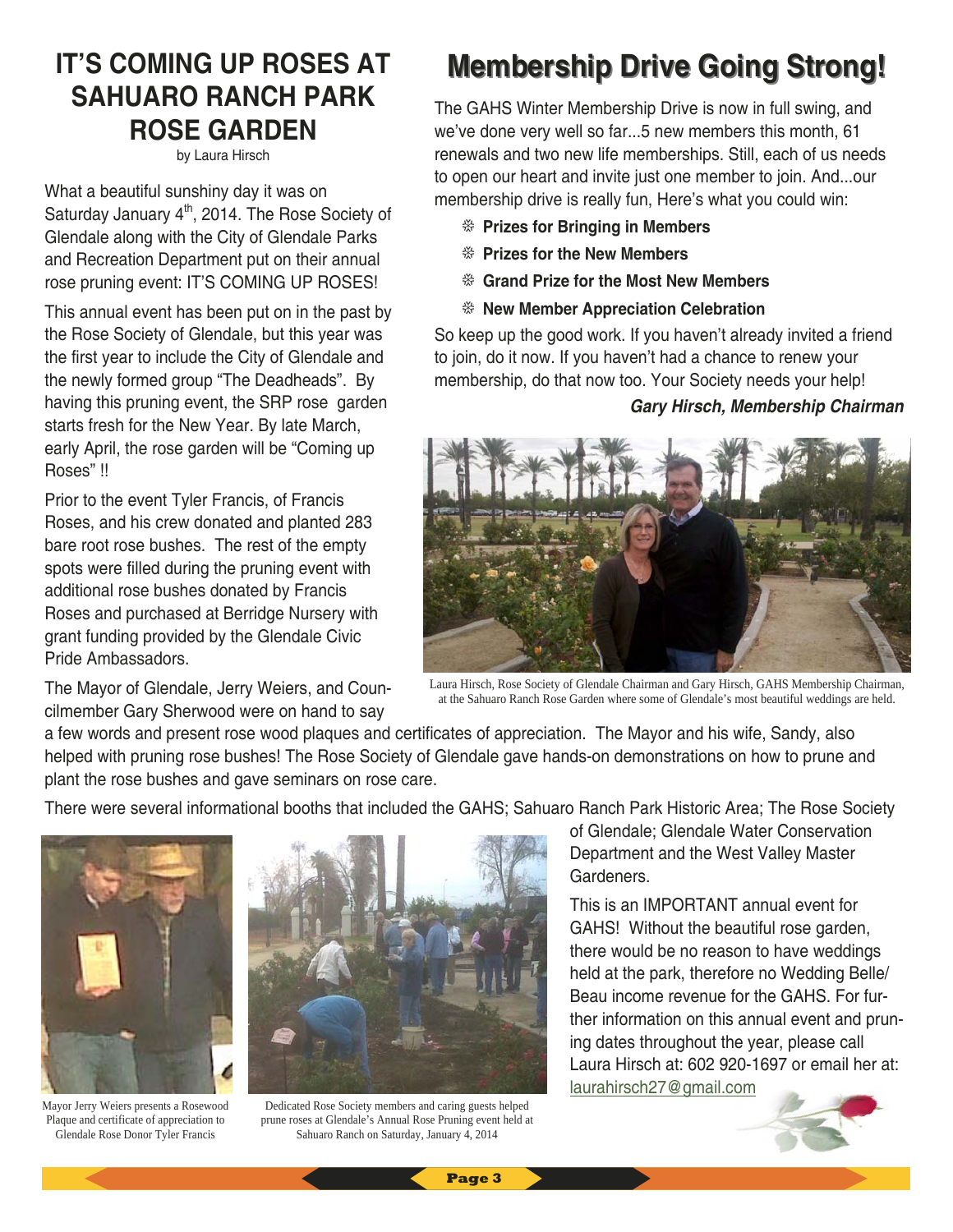# IT'S COMING UP ROSES AT SAHUARO RANCH PARK ROSE GARDEN

by Laura Hirsch

What a beautiful sunshiny day it was on Saturday January 4th, 2014. The Rose Society of Glendale along with the City of Glendale Parks and Recreation Department put on their annual rose pruning event: IT'S COMING UP ROSES!

This annual event has been put on in the past by the Rose Society of Glendale, but this year was the first year to include the City of Glendale and the newly formed group "The Deadheads". By having this pruning event, the SRP rose garden starts fresh for the New Year. By late March, early April, the rose garden will be "Coming up Roses" !!

Prior to the event Tyler Francis, of Francis Roses, and his crew donated and planted 283 bare root rose bushes. The rest of the empty spots were filled during the pruning event with additional rose bushes donated by Francis Roses and purchased at Berridge Nursery with grant funding provided by the Glendale Civic Pride Ambassadors.

The Mayor of Glendale, Jerry Weiers, and Councilmember Gary Sherwood were on hand to say a few words and present rose wood plaques and certificates of appreciation. The Mayor and his wife, Sandy, also helped with pruning rose bushes! The Rose Society of Glendale gave hands-on demonstrations on how to prune and plant the rose bushes and gave seminars on rose care.

There were several informational booths that included the GAHS; Sahuaro Ranch Park Historic Area; The Rose Society of Glendale; Glendale Water Conservation Department and the West Valley Master Gardeners.

Mayor Jerry Weiers presents a Rosewood Plaque and certificate of appreciation to Glendale Rose Donor Tyler Francis

Dedicated Rose Society members and caring guests helped prune roses at Glendale's Annual Rose Pruning event held at Sahuaro Ranch on Saturday, January 4, 2014

This is an IMPORTANT annual event for GAHS! Without the beautiful rose garden, there would be no reason to have weddings held at the park, therefore no Wedding Belle/ Beau income revenue for the GAHS. For further information on this annual event and pruning dates throughout the year, please call Laura Hirsch at: 602 920-1697 or email her at: laurahirsch27@gmail.com

# Membership Drive Going Strong!

The GAHS Winter Membership Drive is now in full swing, and we've done very well so far...5 new members this month, 61 renewals and two new life memberships. Still, each of us needs to open our heart and invite just one member to join. And...our membership drive is really fun, Here's what you could win:

- **Prizes for Bringing in Members**
- **Prizes for the New Members**
- **Grand Prize for the Most New Members**
- **New Member Appreciation Celebration**

So keep up the good work. If you haven't already invited a friend to join, do it now. If you haven't had a chance to renew your membership, do that now too. Your Society needs your help!

***Gary Hirsch, Membership Chairman***

Laura Hirsch, Rose Society of Glendale Chairman and Gary Hirsch, GAHS Membership Chairman, at the Sahuaro Ranch Rose Garden where some of Glendale's most beautiful weddings are held.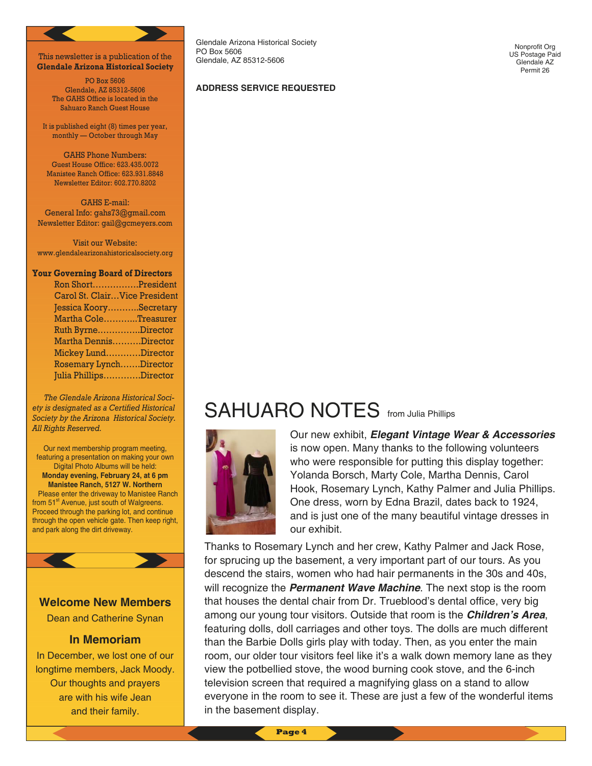This newsletter is a publication of the **Glendale Arizona Historical Society**

PO Box 5606
Glendale, AZ 85312-5606
The GAHS Office is located in the Sahuaro Ranch Guest House

It is published eight (8) times per year, monthly — October through May

GAHS Phone Numbers:
Guest House Office: 623.435.0072
Manistee Ranch Office: 623.931.8848
Newsletter Editor: 602.770.8202

GAHS E-mail:
General Info: gahs73@gmail.com
Newsletter Editor: gail@gcmeyers.com

Visit our Website:
www.glendalearizonahistoricalsociety.org

**Your Governing Board of Directors**

Ron Short................President
Carol St. Clair...Vice President
Jessica Koory...........Secretary
Martha Cole............Treasurer
Ruth Byrne..............Director
Martha Dennis..........Director
Mickey Lund............Director
Rosemary Lynch.......Director
Julia Phillips............Director

*The Glendale Arizona Historical Society is designated as a Certified Historical Society by the Arizona Historical Society. All Rights Reserved.*

Our next membership program meeting, featuring a presentation on making your own Digital Photo Albums will be held:
**Monday evening, February 24, at 6 pm**
**Manistee Ranch, 5127 W. Northern**
Please enter the driveway to Manistee Ranch from 51st Avenue, just south of Walgreens. Proceed through the parking lot, and continue through the open vehicle gate. Then keep right, and park along the dirt driveway.

## Welcome New Members

Dean and Catherine Synan

## In Memoriam

In December, we lost one of our longtime members, Jack Moody. Our thoughts and prayers are with his wife Jean and their family.

Glendale Arizona Historical Society
PO Box 5606
Glendale, AZ 85312-5606

**ADDRESS SERVICE REQUESTED**

Nonprofit Org
US Postage Paid
Glendale AZ
Permit 26

# SAHUARO NOTES from Julia Phillips

Our new exhibit, ***Elegant Vintage Wear & Accessories*** is now open. Many thanks to the following volunteers who were responsible for putting this display together: Yolanda Borsch, Marty Cole, Martha Dennis, Carol Hook, Rosemary Lynch, Kathy Palmer and Julia Phillips. One dress, worn by Edna Brazil, dates back to 1924, and is just one of the many beautiful vintage dresses in our exhibit.

Thanks to Rosemary Lynch and her crew, Kathy Palmer and Jack Rose, for sprucing up the basement, a very important part of our tours. As you descend the stairs, women who had hair permanents in the 30s and 40s, will recognize the ***Permanent Wave Machine***. The next stop is the room that houses the dental chair from Dr. Trueblood's dental office, very big among our young tour visitors. Outside that room is the ***Children's Area***, featuring dolls, doll carriages and other toys. The dolls are much different than the Barbie Dolls girls play with today. Then, as you enter the main room, our older tour visitors feel like it's a walk down memory lane as they view the potbellied stove, the wood burning cook stove, and the 6-inch television screen that required a magnifying glass on a stand to allow everyone in the room to see it. These are just a few of the wonderful items in the basement display.